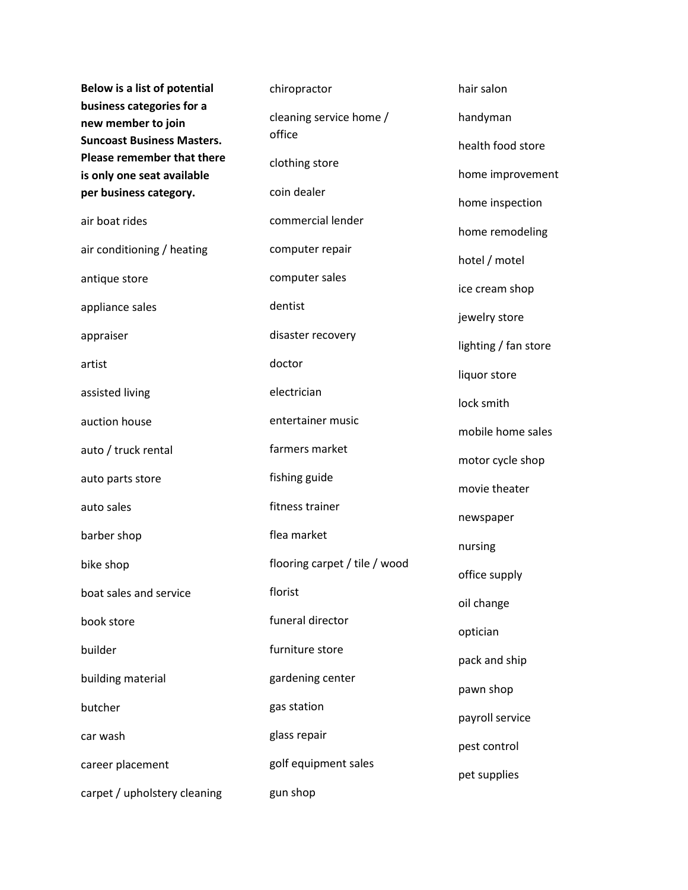**Below is a list of potential business categories for a new member to join Suncoast Business Masters. Please remember that there is only one seat available per business category.**

air boat rides

air conditioning / heating

antique store

appliance sales

appraiser

artist

assisted living

auction house

auto / truck rental

auto parts store

auto sales

barber shop

bike shop

boat sales and service

book store

builder

building material

butcher

car wash

career placement

carpet / upholstery cleaning

chiropractor

cleaning service home / office

clothing store

coin dealer

commercial lender

computer repair

computer sales

dentist

disaster recovery

doctor

electrician

entertainer music

farmers market

fishing guide

fitness trainer

flea market

flooring carpet / tile / wood

florist

funeral director

furniture store

gardening center

gas station

glass repair

golf equipment sales

gun shop

hair salon

handyman

health food store

home improvement

home inspection

home remodeling

hotel / motel

ice cream shop

jewelry store

lighting / fan store

liquor store

lock smith

mobile home sales

motor cycle shop

movie theater

newspaper

nursing

office supply

oil change

optician

pack and ship

pawn shop

payroll service

pest control

pet supplies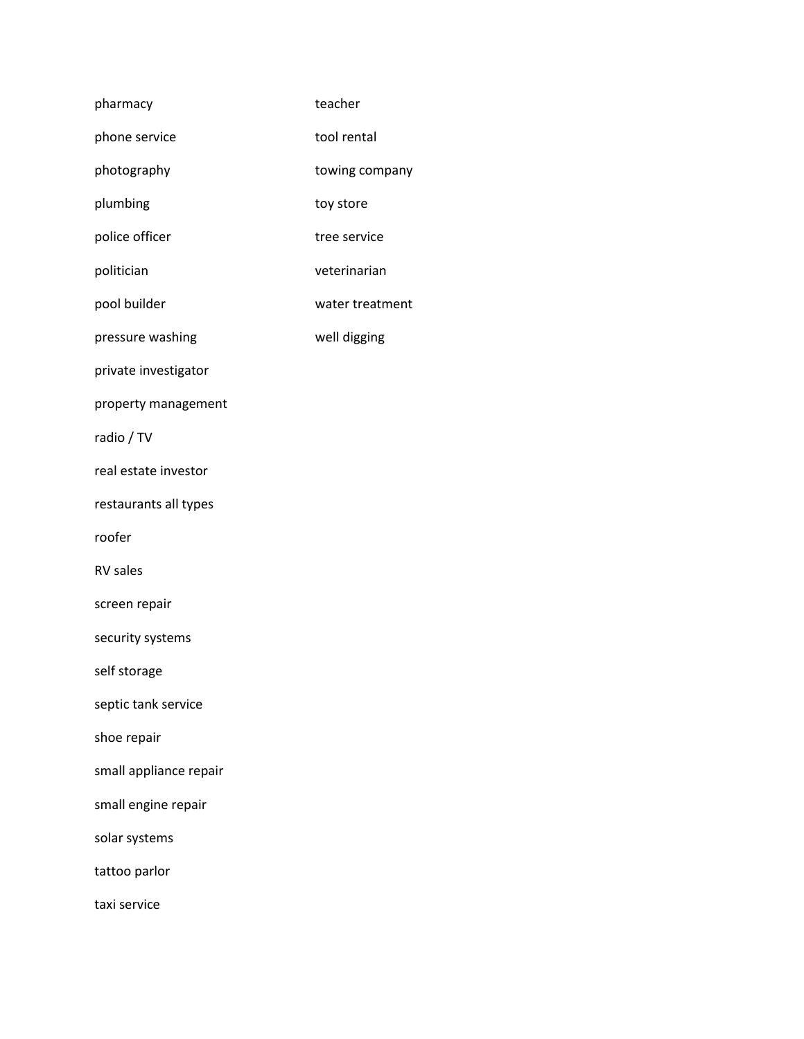pharmacy

phone service

photography

plumbing

police officer

politician

pool builder

pressure washing

private investigator

property management

radio / TV

real estate investor

restaurants all types

roofer

RV sales

screen repair

security systems

self storage

septic tank service

shoe repair

small appliance repair

small engine repair

solar systems

tattoo parlor

taxi service

teacher

tool rental

towing company

toy store

tree service

veterinarian

water treatment

well digging